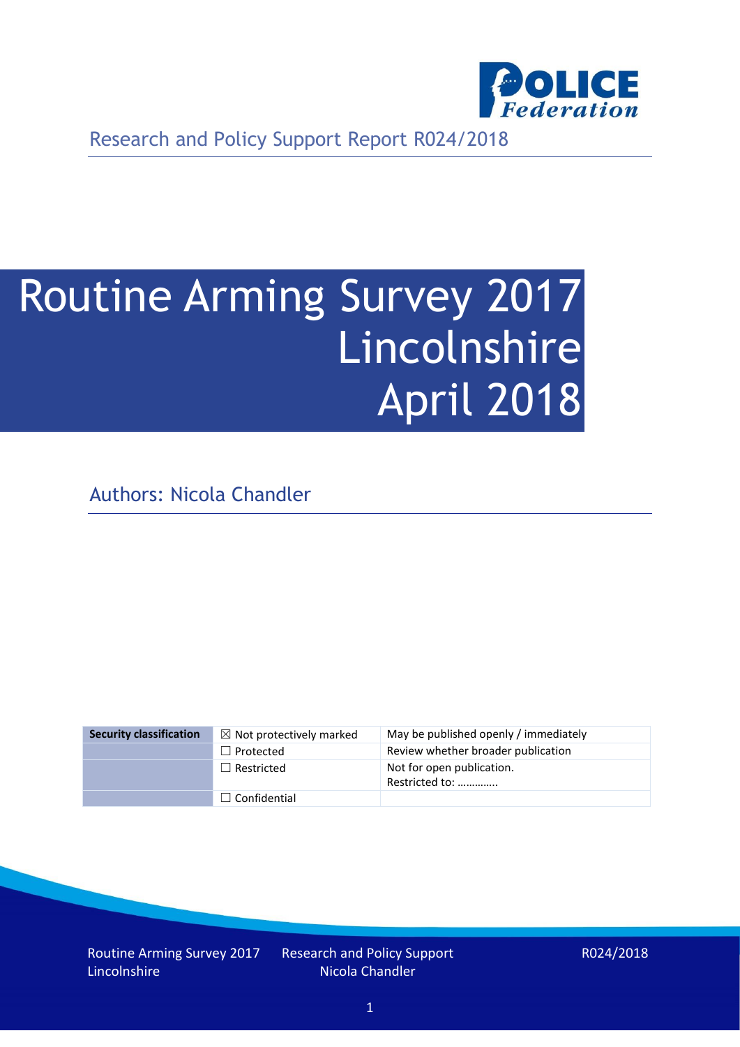Research and Policy Support Report R024/2018

# Routine Arming Survey 2017 Lincolnshire April 2018

Authors: Nicola Chandler

| Security classification | ☒ Not protectively marked | May be published openly / immediately |
|---|---|---|
| | ☐ Protected | Review whether broader publication |
| | ☐ Restricted | Not for open publication. Restricted to: ………….. |
| | ☐ Confidential | |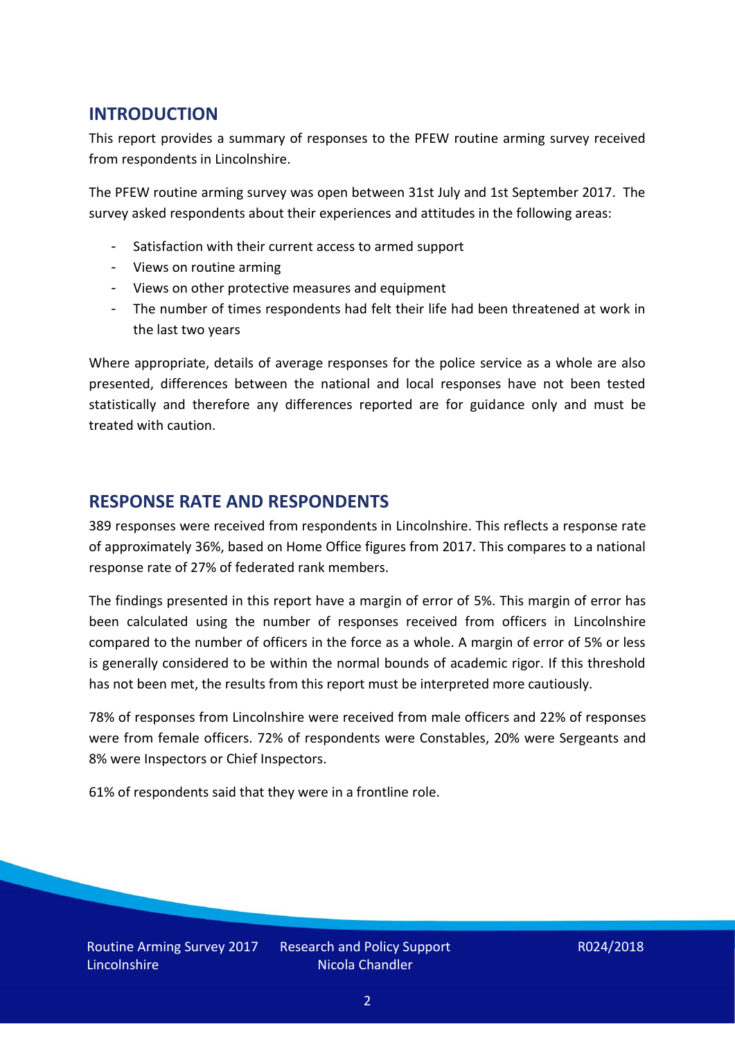## INTRODUCTION

This report provides a summary of responses to the PFEW routine arming survey received from respondents in Lincolnshire.

The PFEW routine arming survey was open between 31st July and 1st September 2017. The survey asked respondents about their experiences and attitudes in the following areas:

- Satisfaction with their current access to armed support
- Views on routine arming
- Views on other protective measures and equipment
- The number of times respondents had felt their life had been threatened at work in the last two years

Where appropriate, details of average responses for the police service as a whole are also presented, differences between the national and local responses have not been tested statistically and therefore any differences reported are for guidance only and must be treated with caution.

## RESPONSE RATE AND RESPONDENTS

389 responses were received from respondents in Lincolnshire. This reflects a response rate of approximately 36%, based on Home Office figures from 2017. This compares to a national response rate of 27% of federated rank members.

The findings presented in this report have a margin of error of 5%. This margin of error has been calculated using the number of responses received from officers in Lincolnshire compared to the number of officers in the force as a whole. A margin of error of 5% or less is generally considered to be within the normal bounds of academic rigor. If this threshold has not been met, the results from this report must be interpreted more cautiously.

78% of responses from Lincolnshire were received from male officers and 22% of responses were from female officers. 72% of respondents were Constables, 20% were Sergeants and 8% were Inspectors or Chief Inspectors.

61% of respondents said that they were in a frontline role.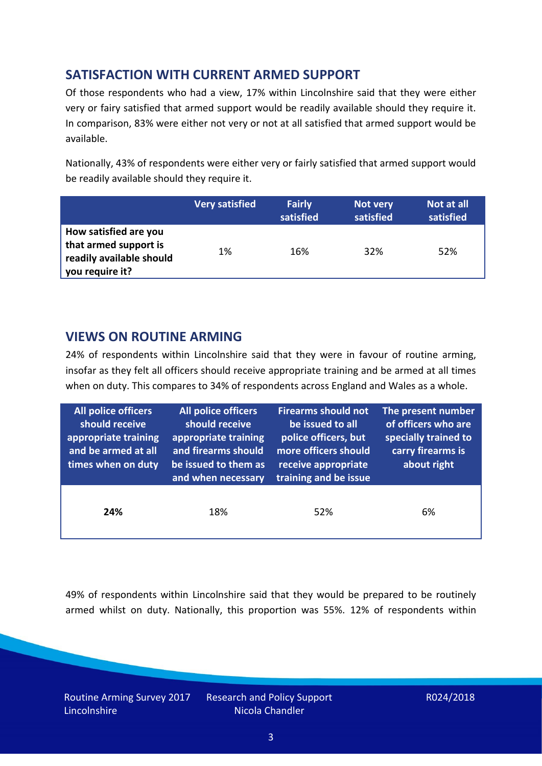## SATISFACTION WITH CURRENT ARMED SUPPORT

Of those respondents who had a view, 17% within Lincolnshire said that they were either very or fairy satisfied that armed support would be readily available should they require it. In comparison, 83% were either not very or not at all satisfied that armed support would be available.

Nationally, 43% of respondents were either very or fairly satisfied that armed support would be readily available should they require it.

| | Very satisfied | Fairly satisfied | Not very satisfied | Not at all satisfied |
|---|---|---|---|---|
| **How satisfied are you that armed support is readily available should you require it?** | 1% | 16% | 32% | 52% |

## VIEWS ON ROUTINE ARMING

24% of respondents within Lincolnshire said that they were in favour of routine arming, insofar as they felt all officers should receive appropriate training and be armed at all times when on duty. This compares to 34% of respondents across England and Wales as a whole.

| All police officers should receive appropriate training and be armed at all times when on duty | All police officers should receive appropriate training and firearms should be issued to them as and when necessary | Firearms should not be issued to all police officers, but more officers should receive appropriate training and be issue | The present number of officers who are specially trained to carry firearms is about right |
|---|---|---|---|
| **24%** | 18% | 52% | 6% |

49% of respondents within Lincolnshire said that they would be prepared to be routinely armed whilst on duty. Nationally, this proportion was 55%. 12% of respondents within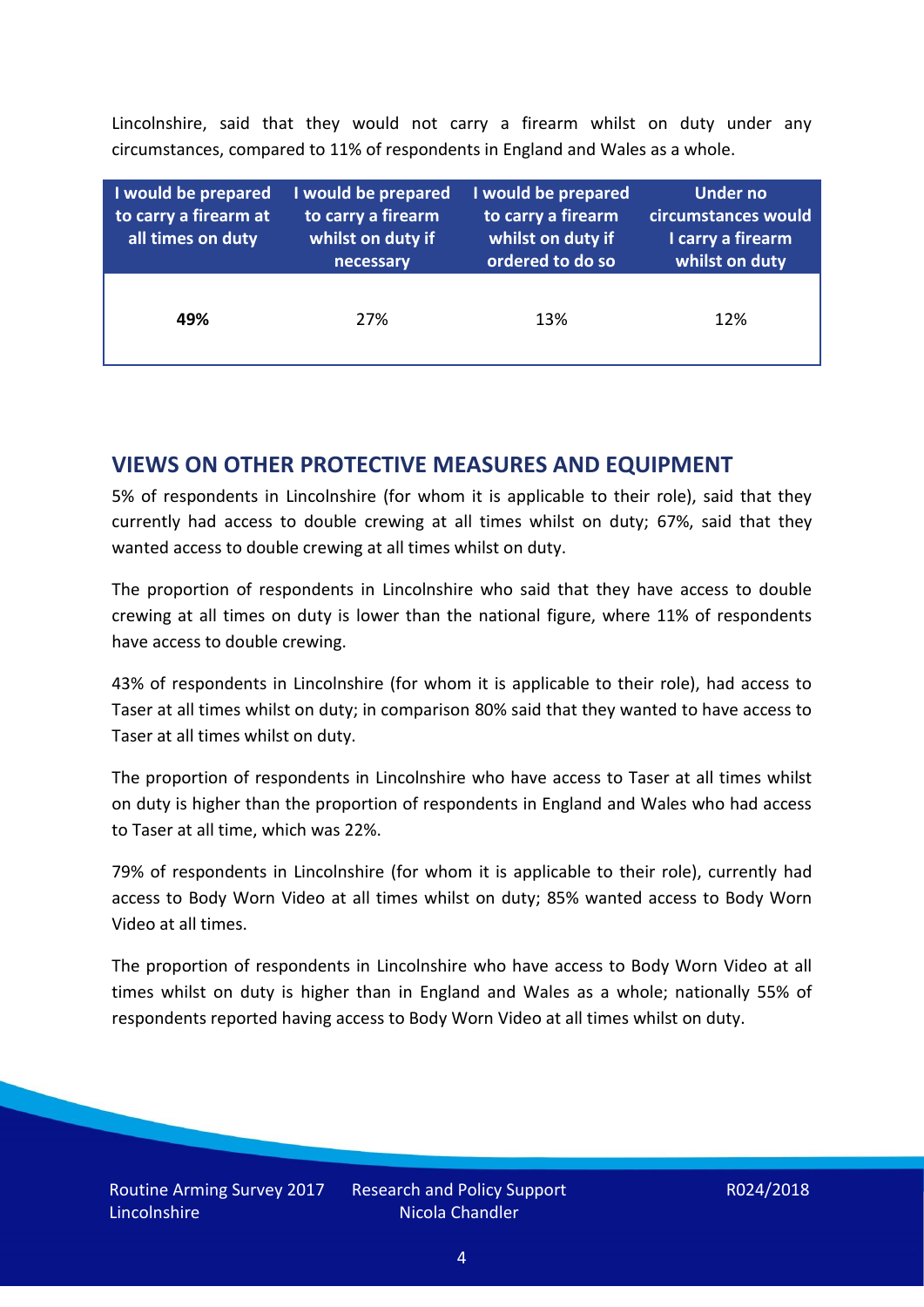Lincolnshire, said that they would not carry a firearm whilst on duty under any circumstances, compared to 11% of respondents in England and Wales as a whole.

| I would be prepared to carry a firearm at all times on duty | I would be prepared to carry a firearm whilst on duty if necessary | I would be prepared to carry a firearm whilst on duty if ordered to do so | Under no circumstances would I carry a firearm whilst on duty |
|---|---|---|---|
| **49%** | 27% | 13% | 12% |

## VIEWS ON OTHER PROTECTIVE MEASURES AND EQUIPMENT

5% of respondents in Lincolnshire (for whom it is applicable to their role), said that they currently had access to double crewing at all times whilst on duty; 67%, said that they wanted access to double crewing at all times whilst on duty.

The proportion of respondents in Lincolnshire who said that they have access to double crewing at all times on duty is lower than the national figure, where 11% of respondents have access to double crewing.

43% of respondents in Lincolnshire (for whom it is applicable to their role), had access to Taser at all times whilst on duty; in comparison 80% said that they wanted to have access to Taser at all times whilst on duty.

The proportion of respondents in Lincolnshire who have access to Taser at all times whilst on duty is higher than the proportion of respondents in England and Wales who had access to Taser at all time, which was 22%.

79% of respondents in Lincolnshire (for whom it is applicable to their role), currently had access to Body Worn Video at all times whilst on duty; 85% wanted access to Body Worn Video at all times.

The proportion of respondents in Lincolnshire who have access to Body Worn Video at all times whilst on duty is higher than in England and Wales as a whole; nationally 55% of respondents reported having access to Body Worn Video at all times whilst on duty.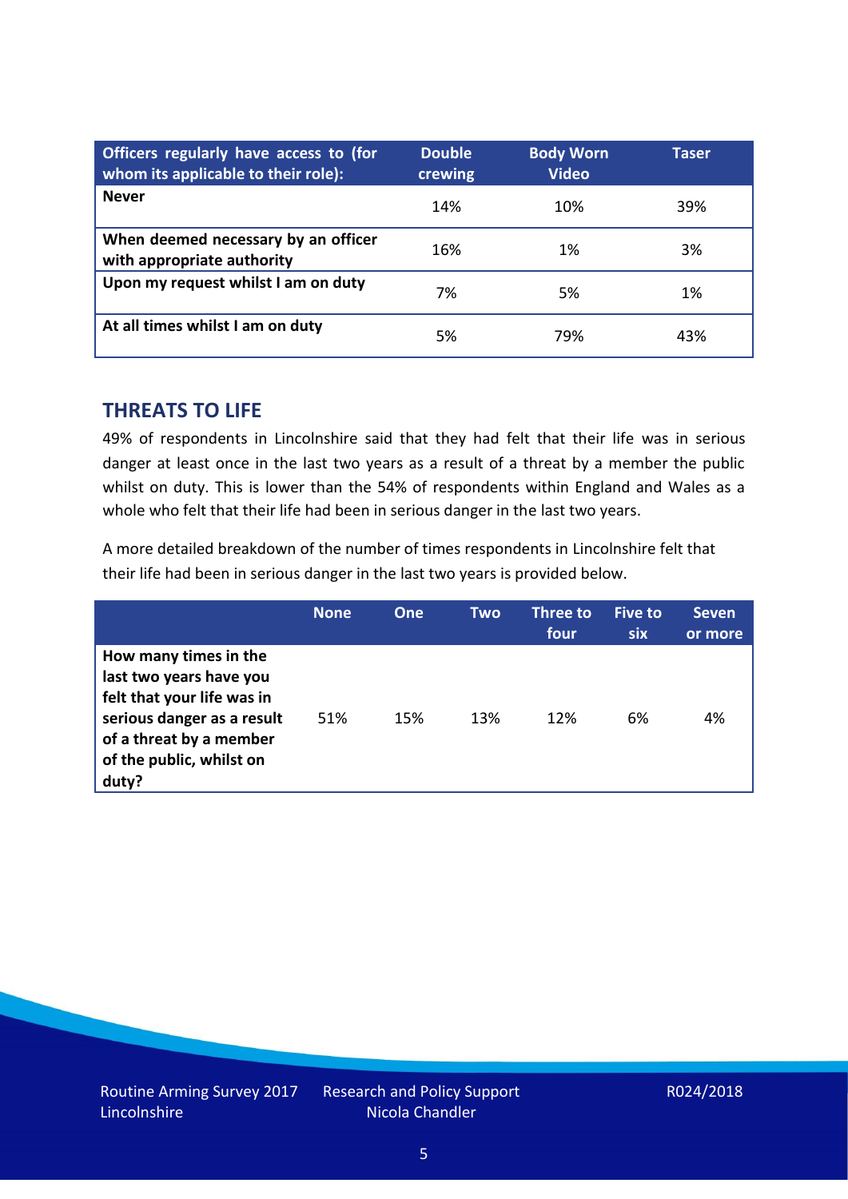| Officers regularly have access to (for whom its applicable to their role): | Double crewing | Body Worn Video | Taser |
|---|---|---|---|
| **Never** | 14% | 10% | 39% |
| **When deemed necessary by an officer with appropriate authority** | 16% | 1% | 3% |
| **Upon my request whilst I am on duty** | 7% | 5% | 1% |
| **At all times whilst I am on duty** | 5% | 79% | 43% |

## THREATS TO LIFE

49% of respondents in Lincolnshire said that they had felt that their life was in serious danger at least once in the last two years as a result of a threat by a member the public whilst on duty. This is lower than the 54% of respondents within England and Wales as a whole who felt that their life had been in serious danger in the last two years.

A more detailed breakdown of the number of times respondents in Lincolnshire felt that their life had been in serious danger in the last two years is provided below.

| | None | One | Two | Three to four | Five to six | Seven or more |
|---|---|---|---|---|---|---|
| **How many times in the last two years have you felt that your life was in serious danger as a result of a threat by a member of the public, whilst on duty?** | 51% | 15% | 13% | 12% | 6% | 4% |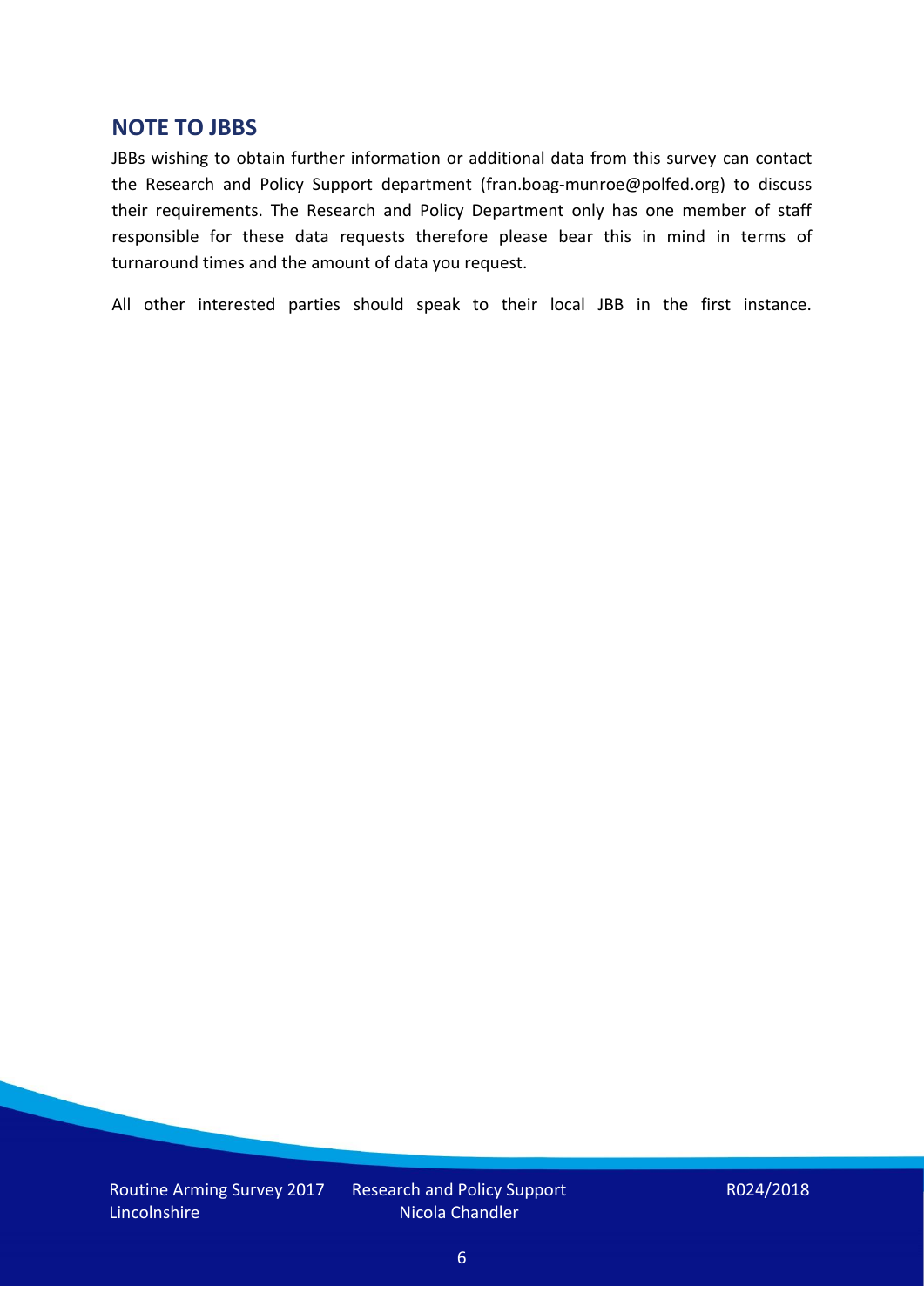## NOTE TO JBBS

JBBs wishing to obtain further information or additional data from this survey can contact the Research and Policy Support department (fran.boag-munroe@polfed.org) to discuss their requirements. The Research and Policy Department only has one member of staff responsible for these data requests therefore please bear this in mind in terms of turnaround times and the amount of data you request.

All other interested parties should speak to their local JBB in the first instance.